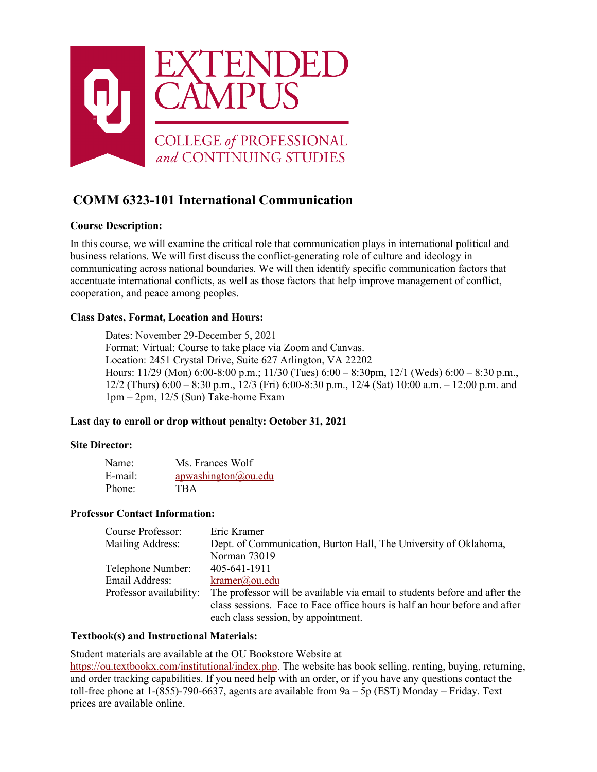EXTENDED CAMPUS

COLLEGE *of* PROFESSIONAL *and* CONTINUING STUDIES

# COMM 6323-101 International Communication

**Course Description:**

In this course, we will examine the critical role that communication plays in international political and business relations. We will first discuss the conflict-generating role of culture and ideology in communicating across national boundaries. We will then identify specific communication factors that accentuate international conflicts, as well as those factors that help improve management of conflict, cooperation, and peace among peoples.

**Class Dates, Format, Location and Hours:**

Dates: November 29-December 5, 2021
Format: Virtual: Course to take place via Zoom and Canvas.
Location: 2451 Crystal Drive, Suite 627 Arlington, VA 22202
Hours: 11/29 (Mon) 6:00-8:00 p.m.; 11/30 (Tues) 6:00 – 8:30pm, 12/1 (Weds) 6:00 – 8:30 p.m., 12/2 (Thurs) 6:00 – 8:30 p.m., 12/3 (Fri) 6:00-8:30 p.m., 12/4 (Sat) 10:00 a.m. – 12:00 p.m. and 1pm – 2pm, 12/5 (Sun) Take-home Exam

**Last day to enroll or drop without penalty: October 31, 2021**

**Site Director:**

Name: Ms. Frances Wolf
E-mail: apwashington@ou.edu
Phone: TBA

**Professor Contact Information:**

Course Professor: Eric Kramer
Mailing Address: Dept. of Communication, Burton Hall, The University of Oklahoma, Norman 73019
Telephone Number: 405-641-1911
Email Address: kramer@ou.edu
Professor availability: The professor will be available via email to students before and after the class sessions. Face to Face office hours is half an hour before and after each class session, by appointment.

**Textbook(s) and Instructional Materials:**

Student materials are available at the OU Bookstore Website at https://ou.textbookx.com/institutional/index.php. The website has book selling, renting, buying, returning, and order tracking capabilities. If you need help with an order, or if you have any questions contact the toll-free phone at 1-(855)-790-6637, agents are available from 9a – 5p (EST) Monday – Friday. Text prices are available online.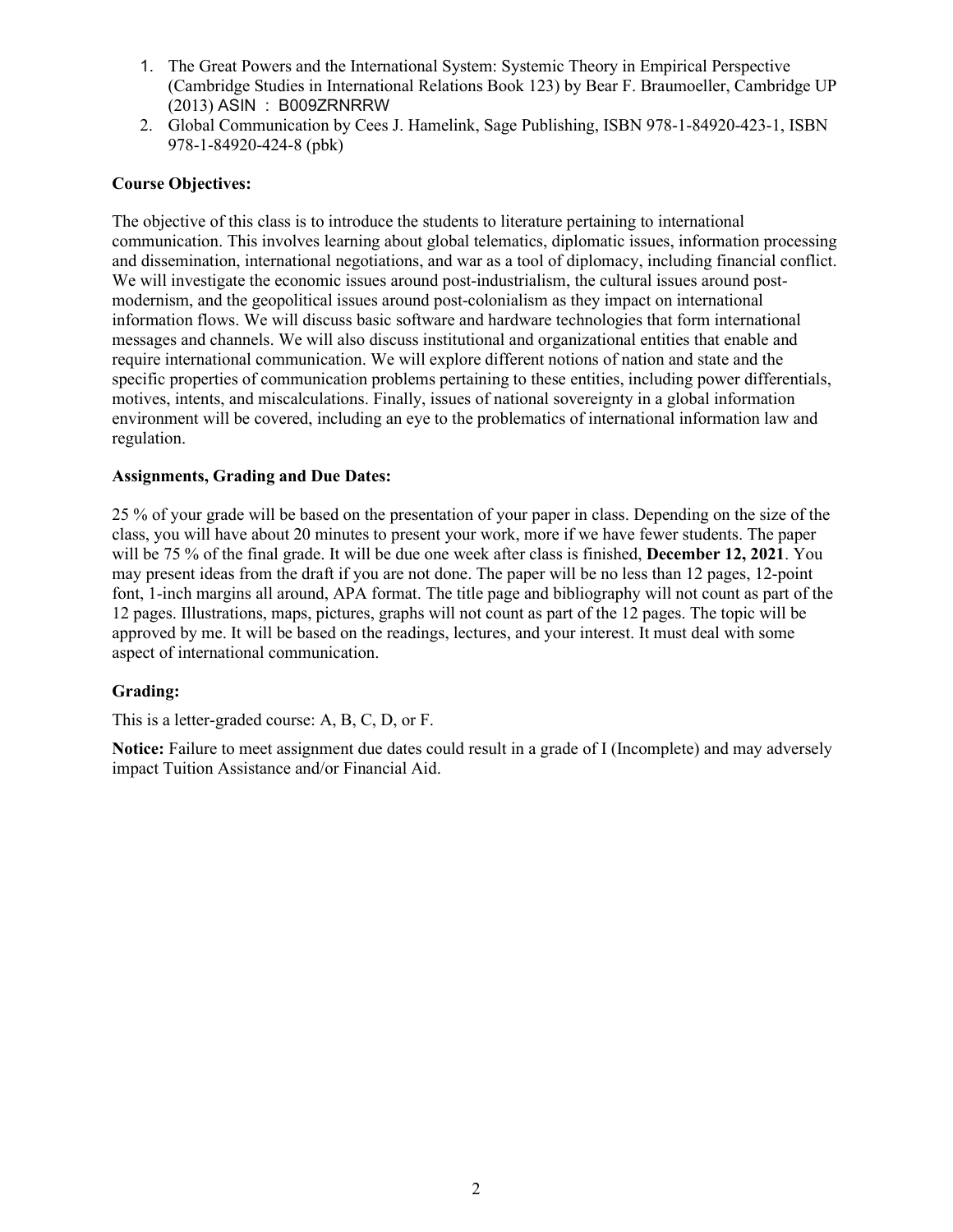1. The Great Powers and the International System: Systemic Theory in Empirical Perspective (Cambridge Studies in International Relations Book 123) by Bear F. Braumoeller, Cambridge UP (2013) ASIN : B009ZRNRRW
2. Global Communication by Cees J. Hamelink, Sage Publishing, ISBN 978-1-84920-423-1, ISBN 978-1-84920-424-8 (pbk)

**Course Objectives:**

The objective of this class is to introduce the students to literature pertaining to international communication. This involves learning about global telematics, diplomatic issues, information processing and dissemination, international negotiations, and war as a tool of diplomacy, including financial conflict. We will investigate the economic issues around post-industrialism, the cultural issues around post-modernism, and the geopolitical issues around post-colonialism as they impact on international information flows. We will discuss basic software and hardware technologies that form international messages and channels. We will also discuss institutional and organizational entities that enable and require international communication. We will explore different notions of nation and state and the specific properties of communication problems pertaining to these entities, including power differentials, motives, intents, and miscalculations. Finally, issues of national sovereignty in a global information environment will be covered, including an eye to the problematics of international information law and regulation.

**Assignments, Grading and Due Dates:**

25 % of your grade will be based on the presentation of your paper in class. Depending on the size of the class, you will have about 20 minutes to present your work, more if we have fewer students. The paper will be 75 % of the final grade. It will be due one week after class is finished, **December 12, 2021**. You may present ideas from the draft if you are not done. The paper will be no less than 12 pages, 12-point font, 1-inch margins all around, APA format. The title page and bibliography will not count as part of the 12 pages. Illustrations, maps, pictures, graphs will not count as part of the 12 pages. The topic will be approved by me. It will be based on the readings, lectures, and your interest. It must deal with some aspect of international communication.

**Grading:**

This is a letter-graded course: A, B, C, D, or F.

**Notice:** Failure to meet assignment due dates could result in a grade of I (Incomplete) and may adversely impact Tuition Assistance and/or Financial Aid.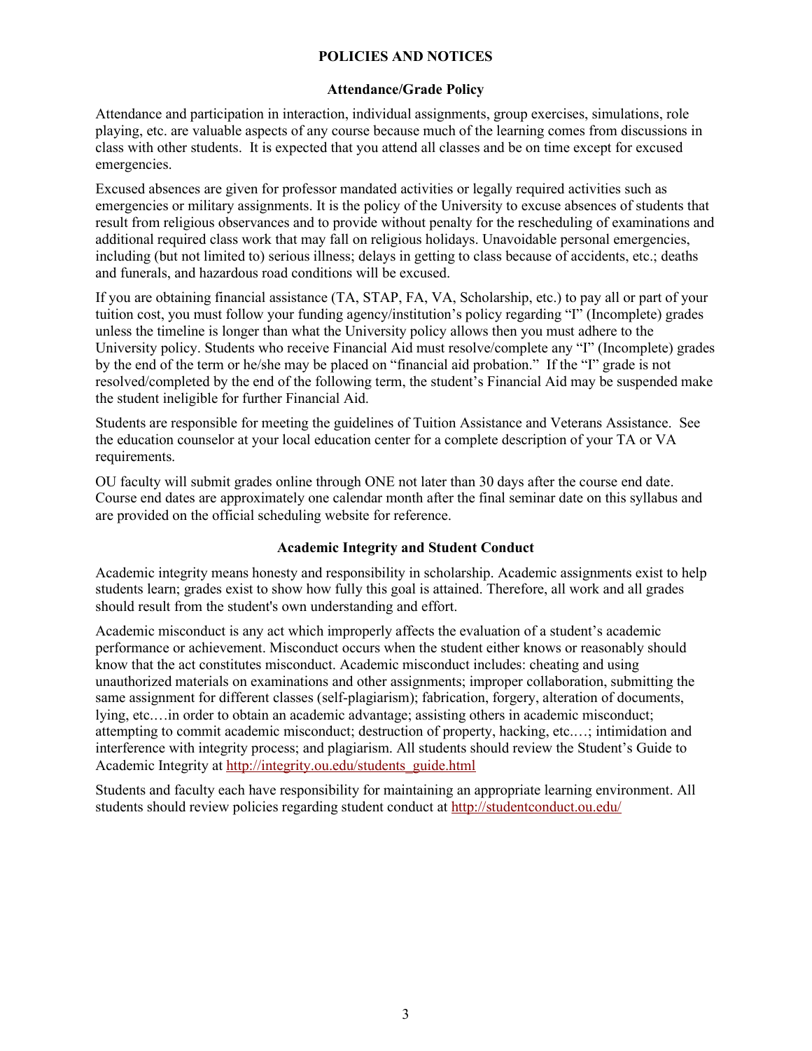## POLICIES AND NOTICES

### Attendance/Grade Policy

Attendance and participation in interaction, individual assignments, group exercises, simulations, role playing, etc. are valuable aspects of any course because much of the learning comes from discussions in class with other students. It is expected that you attend all classes and be on time except for excused emergencies.

Excused absences are given for professor mandated activities or legally required activities such as emergencies or military assignments. It is the policy of the University to excuse absences of students that result from religious observances and to provide without penalty for the rescheduling of examinations and additional required class work that may fall on religious holidays. Unavoidable personal emergencies, including (but not limited to) serious illness; delays in getting to class because of accidents, etc.; deaths and funerals, and hazardous road conditions will be excused.

If you are obtaining financial assistance (TA, STAP, FA, VA, Scholarship, etc.) to pay all or part of your tuition cost, you must follow your funding agency/institution's policy regarding "I" (Incomplete) grades unless the timeline is longer than what the University policy allows then you must adhere to the University policy. Students who receive Financial Aid must resolve/complete any "I" (Incomplete) grades by the end of the term or he/she may be placed on "financial aid probation." If the "I" grade is not resolved/completed by the end of the following term, the student's Financial Aid may be suspended make the student ineligible for further Financial Aid.

Students are responsible for meeting the guidelines of Tuition Assistance and Veterans Assistance. See the education counselor at your local education center for a complete description of your TA or VA requirements.

OU faculty will submit grades online through ONE not later than 30 days after the course end date. Course end dates are approximately one calendar month after the final seminar date on this syllabus and are provided on the official scheduling website for reference.

### Academic Integrity and Student Conduct

Academic integrity means honesty and responsibility in scholarship. Academic assignments exist to help students learn; grades exist to show how fully this goal is attained. Therefore, all work and all grades should result from the student's own understanding and effort.

Academic misconduct is any act which improperly affects the evaluation of a student's academic performance or achievement. Misconduct occurs when the student either knows or reasonably should know that the act constitutes misconduct. Academic misconduct includes: cheating and using unauthorized materials on examinations and other assignments; improper collaboration, submitting the same assignment for different classes (self-plagiarism); fabrication, forgery, alteration of documents, lying, etc.…in order to obtain an academic advantage; assisting others in academic misconduct; attempting to commit academic misconduct; destruction of property, hacking, etc.…; intimidation and interference with integrity process; and plagiarism. All students should review the Student's Guide to Academic Integrity at http://integrity.ou.edu/students_guide.html

Students and faculty each have responsibility for maintaining an appropriate learning environment. All students should review policies regarding student conduct at http://studentconduct.ou.edu/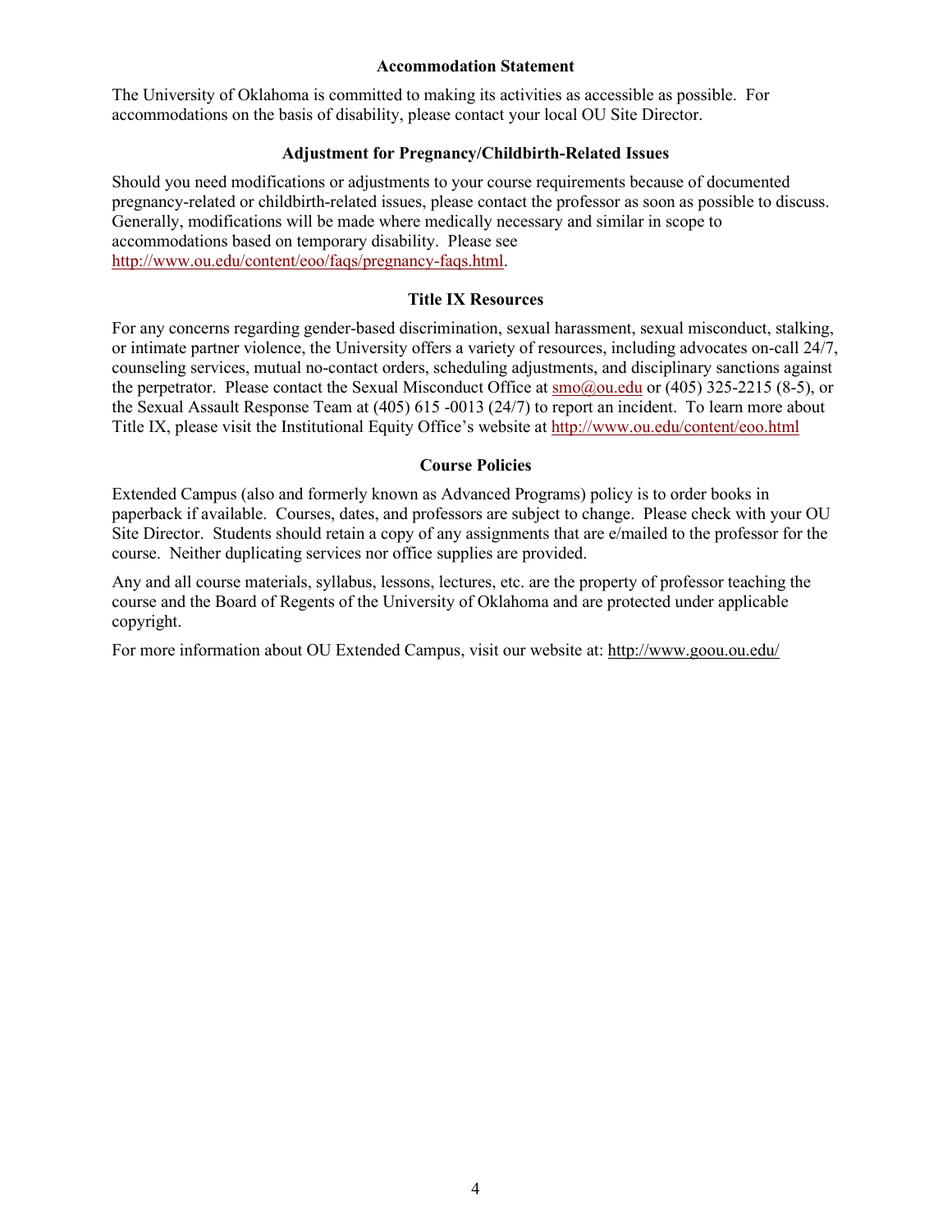### Accommodation Statement

The University of Oklahoma is committed to making its activities as accessible as possible. For accommodations on the basis of disability, please contact your local OU Site Director.

### Adjustment for Pregnancy/Childbirth-Related Issues

Should you need modifications or adjustments to your course requirements because of documented pregnancy-related or childbirth-related issues, please contact the professor as soon as possible to discuss. Generally, modifications will be made where medically necessary and similar in scope to accommodations based on temporary disability. Please see http://www.ou.edu/content/eoo/faqs/pregnancy-faqs.html.

### Title IX Resources

For any concerns regarding gender-based discrimination, sexual harassment, sexual misconduct, stalking, or intimate partner violence, the University offers a variety of resources, including advocates on-call 24/7, counseling services, mutual no-contact orders, scheduling adjustments, and disciplinary sanctions against the perpetrator. Please contact the Sexual Misconduct Office at smo@ou.edu or (405) 325-2215 (8-5), or the Sexual Assault Response Team at (405) 615 -0013 (24/7) to report an incident. To learn more about Title IX, please visit the Institutional Equity Office's website at http://www.ou.edu/content/eoo.html

### Course Policies

Extended Campus (also and formerly known as Advanced Programs) policy is to order books in paperback if available. Courses, dates, and professors are subject to change. Please check with your OU Site Director. Students should retain a copy of any assignments that are e/mailed to the professor for the course. Neither duplicating services nor office supplies are provided.

Any and all course materials, syllabus, lessons, lectures, etc. are the property of professor teaching the course and the Board of Regents of the University of Oklahoma and are protected under applicable copyright.

For more information about OU Extended Campus, visit our website at: http://www.goou.ou.edu/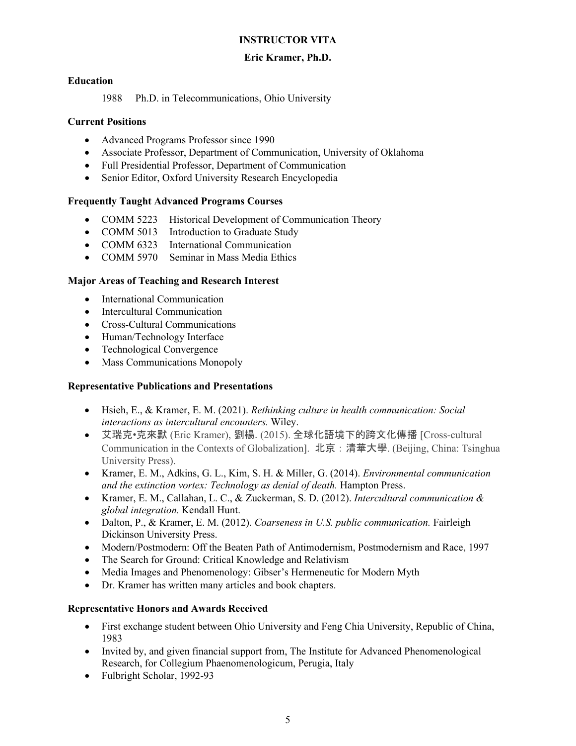# INSTRUCTOR VITA

## Eric Kramer, Ph.D.

### Education

1988 Ph.D. in Telecommunications, Ohio University

### Current Positions

- Advanced Programs Professor since 1990
- Associate Professor, Department of Communication, University of Oklahoma
- Full Presidential Professor, Department of Communication
- Senior Editor, Oxford University Research Encyclopedia

### Frequently Taught Advanced Programs Courses

- COMM 5223 Historical Development of Communication Theory
- COMM 5013 Introduction to Graduate Study
- COMM 6323 International Communication
- COMM 5970 Seminar in Mass Media Ethics

### Major Areas of Teaching and Research Interest

- International Communication
- Intercultural Communication
- Cross-Cultural Communications
- Human/Technology Interface
- Technological Convergence
- Mass Communications Monopoly

### Representative Publications and Presentations

- Hsieh, E., & Kramer, E. M. (2021). *Rethinking culture in health communication: Social interactions as intercultural encounters.* Wiley.
- 艾瑞克•克來默 (Eric Kramer), 劉楊. (2015). 全球化語境下的跨文化傳播 [Cross-cultural Communication in the Contexts of Globalization]. 北京：清華大學. (Beijing, China: Tsinghua University Press).
- Kramer, E. M., Adkins, G. L., Kim, S. H. & Miller, G. (2014). *Environmental communication and the extinction vortex: Technology as denial of death.* Hampton Press.
- Kramer, E. M., Callahan, L. C., & Zuckerman, S. D. (2012). *Intercultural communication & global integration.* Kendall Hunt.
- Dalton, P., & Kramer, E. M. (2012). *Coarseness in U.S. public communication.* Fairleigh Dickinson University Press.
- Modern/Postmodern: Off the Beaten Path of Antimodernism, Postmodernism and Race, 1997
- The Search for Ground: Critical Knowledge and Relativism
- Media Images and Phenomenology: Gibser's Hermeneutic for Modern Myth
- Dr. Kramer has written many articles and book chapters.

### Representative Honors and Awards Received

- First exchange student between Ohio University and Feng Chia University, Republic of China, 1983
- Invited by, and given financial support from, The Institute for Advanced Phenomenological Research, for Collegium Phaenomenologicum, Perugia, Italy
- Fulbright Scholar, 1992-93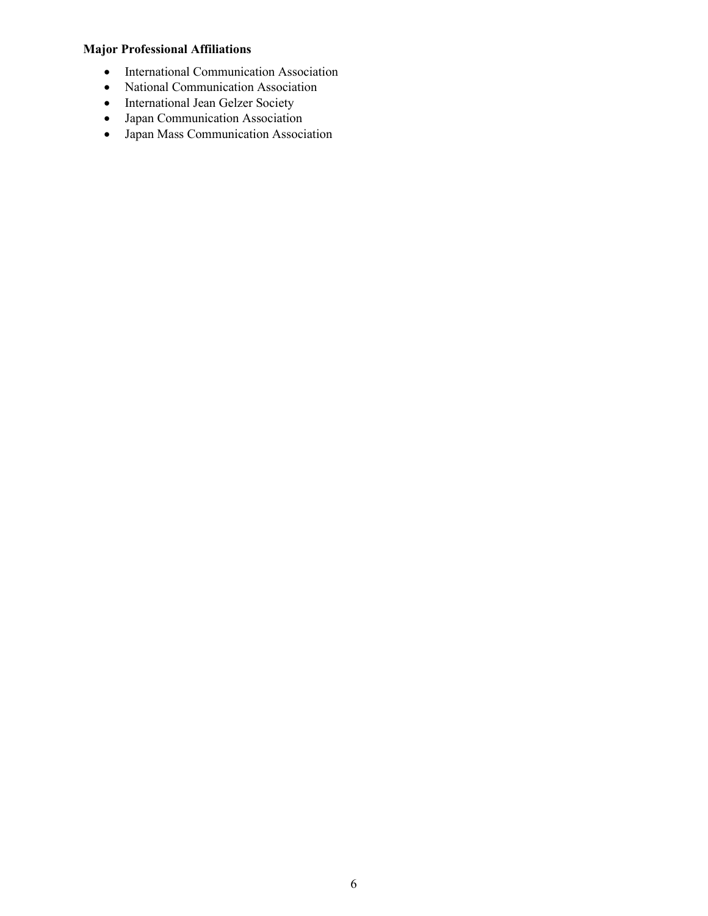**Major Professional Affiliations**

- International Communication Association
- National Communication Association
- International Jean Gelzer Society
- Japan Communication Association
- Japan Mass Communication Association